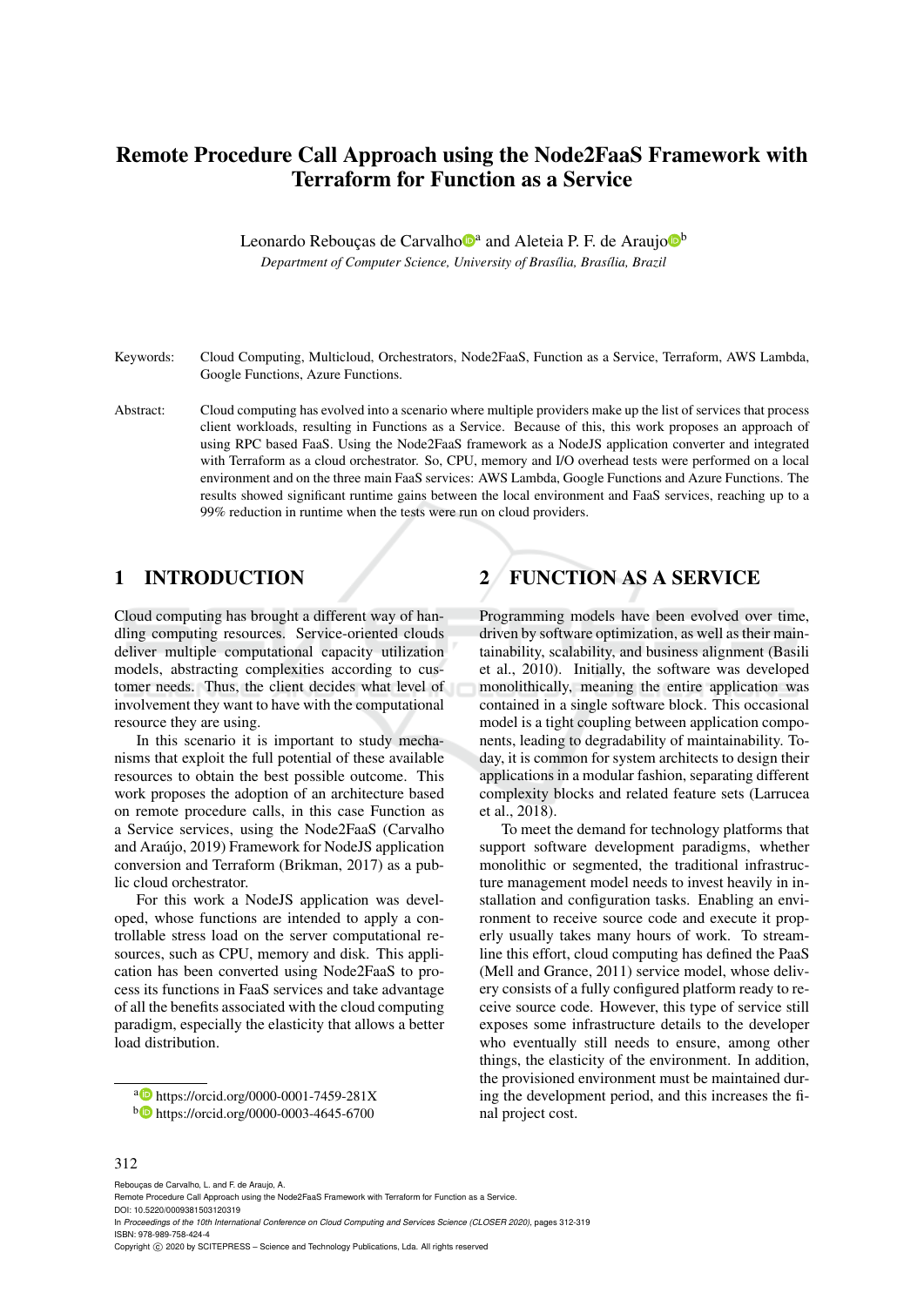# Remote Procedure Call Approach using the Node2FaaS Framework with Terraform for Function as a Service

Leonardo Rebouças de Carvalho[a] and Aleteia P. F. de Araujo[b]

*Department of Computer Science, University of Brasília, Brasília, Brazil*

Keywords: Cloud Computing, Multicloud, Orchestrators, Node2FaaS, Function as a Service, Terraform, AWS Lambda, Google Functions, Azure Functions.

Abstract: Cloud computing has evolved into a scenario where multiple providers make up the list of services that process client workloads, resulting in Functions as a Service. Because of this, this work proposes an approach of using RPC based FaaS. Using the Node2FaaS framework as a NodeJS application converter and integrated with Terraform as a cloud orchestrator. So, CPU, memory and I/O overhead tests were performed on a local environment and on the three main FaaS services: AWS Lambda, Google Functions and Azure Functions. The results showed significant runtime gains between the local environment and FaaS services, reaching up to a 99% reduction in runtime when the tests were run on cloud providers.

## 1 INTRODUCTION

Cloud computing has brought a different way of handling computing resources. Service-oriented clouds deliver multiple computational capacity utilization models, abstracting complexities according to customer needs. Thus, the client decides what level of involvement they want to have with the computational resource they are using.

In this scenario it is important to study mechanisms that exploit the full potential of these available resources to obtain the best possible outcome. This work proposes the adoption of an architecture based on remote procedure calls, in this case Function as a Service services, using the Node2FaaS (Carvalho and Araújo, 2019) Framework for NodeJS application conversion and Terraform (Brikman, 2017) as a public cloud orchestrator.

For this work a NodeJS application was developed, whose functions are intended to apply a controllable stress load on the server computational resources, such as CPU, memory and disk. This application has been converted using Node2FaaS to process its functions in FaaS services and take advantage of all the benefits associated with the cloud computing paradigm, especially the elasticity that allows a better load distribution.

[a] https://orcid.org/0000-0001-7459-281X

[b] https://orcid.org/0000-0003-4645-6700

## 2 FUNCTION AS A SERVICE

Programming models have been evolved over time, driven by software optimization, as well as their maintainability, scalability, and business alignment (Basili et al., 2010). Initially, the software was developed monolithically, meaning the entire application was contained in a single software block. This occasional model is a tight coupling between application components, leading to degradability of maintainability. Today, it is common for system architects to design their applications in a modular fashion, separating different complexity blocks and related feature sets (Larrucea et al., 2018).

To meet the demand for technology platforms that support software development paradigms, whether monolithic or segmented, the traditional infrastructure management model needs to invest heavily in installation and configuration tasks. Enabling an environment to receive source code and execute it properly usually takes many hours of work. To streamline this effort, cloud computing has defined the PaaS (Mell and Grance, 2011) service model, whose delivery consists of a fully configured platform ready to receive source code. However, this type of service still exposes some infrastructure details to the developer who eventually still needs to ensure, among other things, the elasticity of the environment. In addition, the provisioned environment must be maintained during the development period, and this increases the final project cost.

Rebouças de Carvalho, L. and F. de Araujo, A.
Remote Procedure Call Approach using the Node2FaaS Framework with Terraform for Function as a Service.
DOI: 10.5220/0009381503120319
In *Proceedings of the 10th International Conference on Cloud Computing and Services Science (CLOSER 2020)*, pages 312-319
ISBN: 978-989-758-424-4
Copyright © 2020 by SCITEPRESS – Science and Technology Publications, Lda. All rights reserved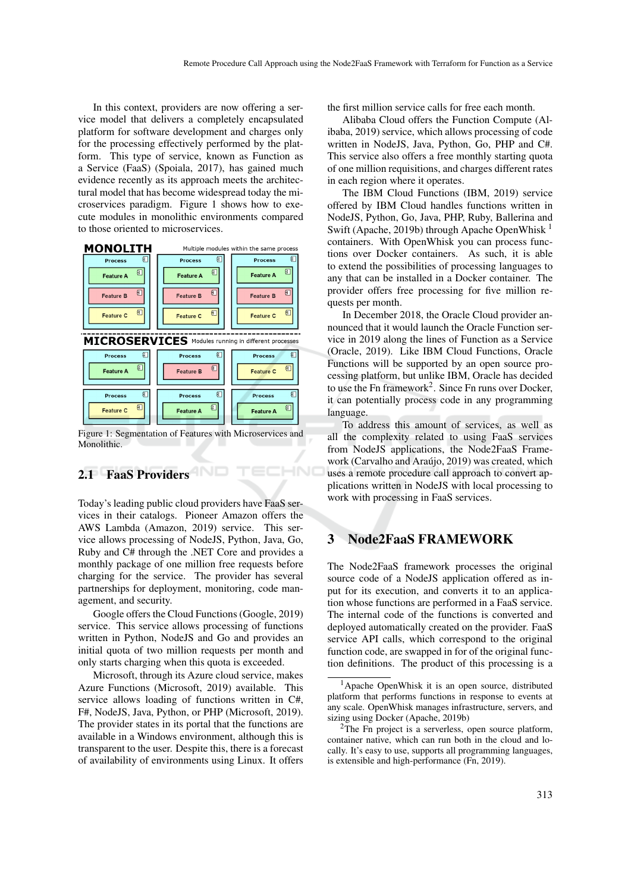In this context, providers are now offering a service model that delivers a completely encapsulated platform for software development and charges only for the processing effectively performed by the platform. This type of service, known as Function as a Service (FaaS) (Spoiala, 2017), has gained much evidence recently as its approach meets the architectural model that has become widespread today the microservices paradigm. Figure 1 shows how to execute modules in monolithic environments compared to those oriented to microservices.

Figure 1: Segmentation of Features with Microservices and Monolithic.

## 2.1 FaaS Providers

Today's leading public cloud providers have FaaS services in their catalogs. Pioneer Amazon offers the AWS Lambda (Amazon, 2019) service. This service allows processing of NodeJS, Python, Java, Go, Ruby and C# through the .NET Core and provides a monthly package of one million free requests before charging for the service. The provider has several partnerships for deployment, monitoring, code management, and security.

Google offers the Cloud Functions (Google, 2019) service. This service allows processing of functions written in Python, NodeJS and Go and provides an initial quota of two million requests per month and only starts charging when this quota is exceeded.

Microsoft, through its Azure cloud service, makes Azure Functions (Microsoft, 2019) available. This service allows loading of functions written in C#, F#, NodeJS, Java, Python, or PHP (Microsoft, 2019). The provider states in its portal that the functions are available in a Windows environment, although this is transparent to the user. Despite this, there is a forecast of availability of environments using Linux. It offers the first million service calls for free each month.

Alibaba Cloud offers the Function Compute (Alibaba, 2019) service, which allows processing of code written in NodeJS, Java, Python, Go, PHP and C#. This service also offers a free monthly starting quota of one million requisitions, and charges different rates in each region where it operates.

The IBM Cloud Functions (IBM, 2019) service offered by IBM Cloud handles functions written in NodeJS, Python, Go, Java, PHP, Ruby, Ballerina and Swift (Apache, 2019b) through Apache OpenWhisk [1] containers. With OpenWhisk you can process functions over Docker containers. As such, it is able to extend the possibilities of processing languages to any that can be installed in a Docker container. The provider offers free processing for five million requests per month.

In December 2018, the Oracle Cloud provider announced that it would launch the Oracle Function service in 2019 along the lines of Function as a Service (Oracle, 2019). Like IBM Cloud Functions, Oracle Functions will be supported by an open source processing platform, but unlike IBM, Oracle has decided to use the Fn framework[2]. Since Fn runs over Docker, it can potentially process code in any programming language.

To address this amount of services, as well as all the complexity related to using FaaS services from NodeJS applications, the Node2FaaS Framework (Carvalho and Araújo, 2019) was created, which uses a remote procedure call approach to convert applications written in NodeJS with local processing to work with processing in FaaS services.

# 3 Node2FaaS FRAMEWORK

The Node2FaaS framework processes the original source code of a NodeJS application offered as input for its execution, and converts it to an application whose functions are performed in a FaaS service. The internal code of the functions is converted and deployed automatically created on the provider. FaaS service API calls, which correspond to the original function code, are swapped in for of the original function definitions. The product of this processing is a

[1] Apache OpenWhisk it is an open source, distributed platform that performs functions in response to events at any scale. OpenWhisk manages infrastructure, servers, and sizing using Docker (Apache, 2019b)

[2] The Fn project is a serverless, open source platform, container native, which can run both in the cloud and locally. It's easy to use, supports all programming languages, is extensible and high-performance (Fn, 2019).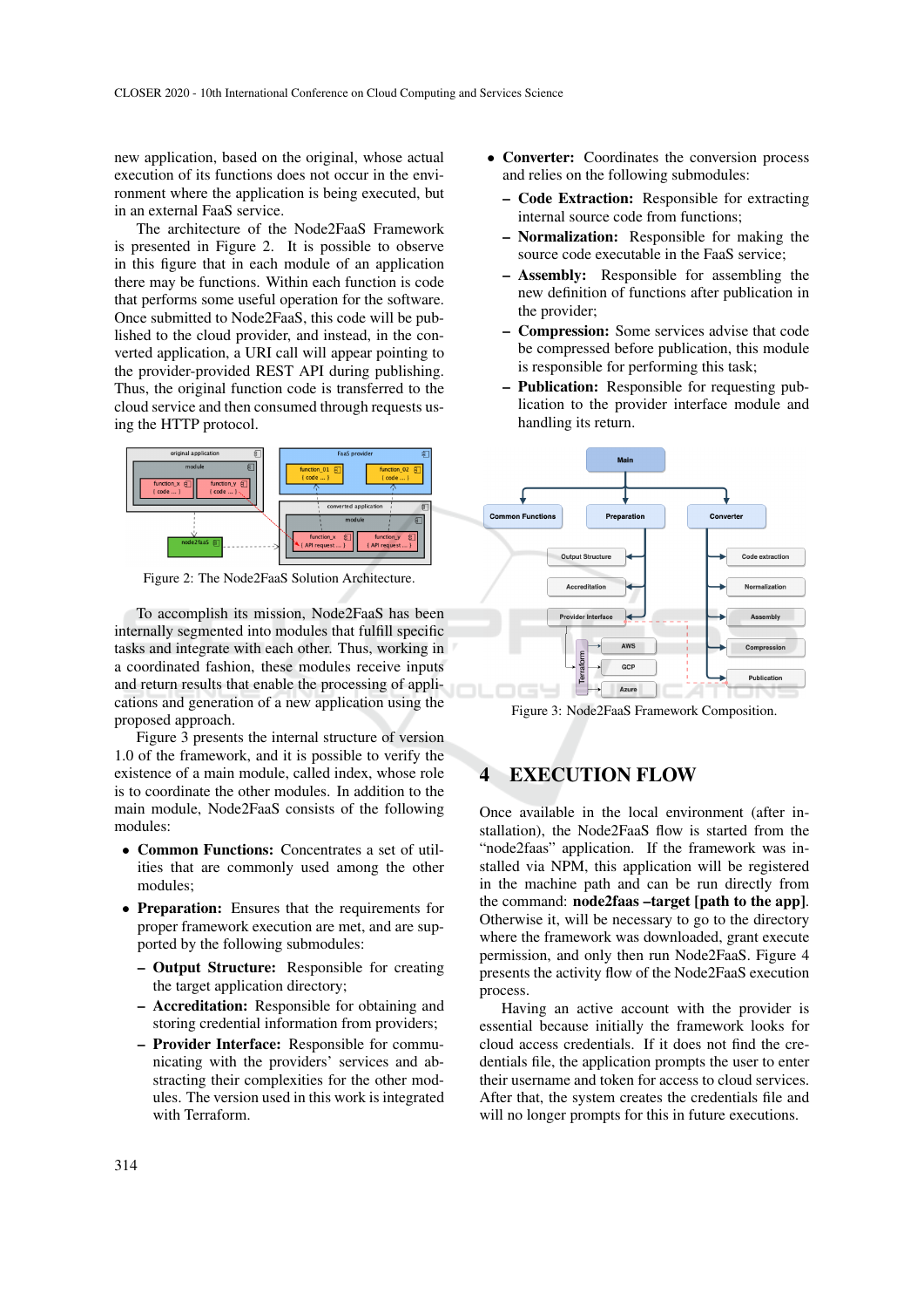new application, based on the original, whose actual execution of its functions does not occur in the environment where the application is being executed, but in an external FaaS service.

The architecture of the Node2FaaS Framework is presented in Figure 2. It is possible to observe in this figure that in each module of an application there may be functions. Within each function is code that performs some useful operation for the software. Once submitted to Node2FaaS, this code will be published to the cloud provider, and instead, in the converted application, a URI call will appear pointing to the provider-provided REST API during publishing. Thus, the original function code is transferred to the cloud service and then consumed through requests using the HTTP protocol.

Figure 2: The Node2FaaS Solution Architecture.

To accomplish its mission, Node2FaaS has been internally segmented into modules that fulfill specific tasks and integrate with each other. Thus, working in a coordinated fashion, these modules receive inputs and return results that enable the processing of applications and generation of a new application using the proposed approach.

Figure 3 presents the internal structure of version 1.0 of the framework, and it is possible to verify the existence of a main module, called index, whose role is to coordinate the other modules. In addition to the main module, Node2FaaS consists of the following modules:

- **Common Functions:** Concentrates a set of utilities that are commonly used among the other modules;
- **Preparation:** Ensures that the requirements for proper framework execution are met, and are supported by the following submodules:
  - **Output Structure:** Responsible for creating the target application directory;
  - **Accreditation:** Responsible for obtaining and storing credential information from providers;
  - **Provider Interface:** Responsible for communicating with the providers' services and abstracting their complexities for the other modules. The version used in this work is integrated with Terraform.
- **Converter:** Coordinates the conversion process and relies on the following submodules:
  - **Code Extraction:** Responsible for extracting internal source code from functions;
  - **Normalization:** Responsible for making the source code executable in the FaaS service;
  - **Assembly:** Responsible for assembling the new definition of functions after publication in the provider;
  - **Compression:** Some services advise that code be compressed before publication, this module is responsible for performing this task;
  - **Publication:** Responsible for requesting publication to the provider interface module and handling its return.

Figure 3: Node2FaaS Framework Composition.

## 4 EXECUTION FLOW

Once available in the local environment (after installation), the Node2FaaS flow is started from the "node2faas" application. If the framework was installed via NPM, this application will be registered in the machine path and can be run directly from the command: **node2faas –target [path to the app]**. Otherwise it, will be necessary to go to the directory where the framework was downloaded, grant execute permission, and only then run Node2FaaS. Figure 4 presents the activity flow of the Node2FaaS execution process.

Having an active account with the provider is essential because initially the framework looks for cloud access credentials. If it does not find the credentials file, the application prompts the user to enter their username and token for access to cloud services. After that, the system creates the credentials file and will no longer prompts for this in future executions.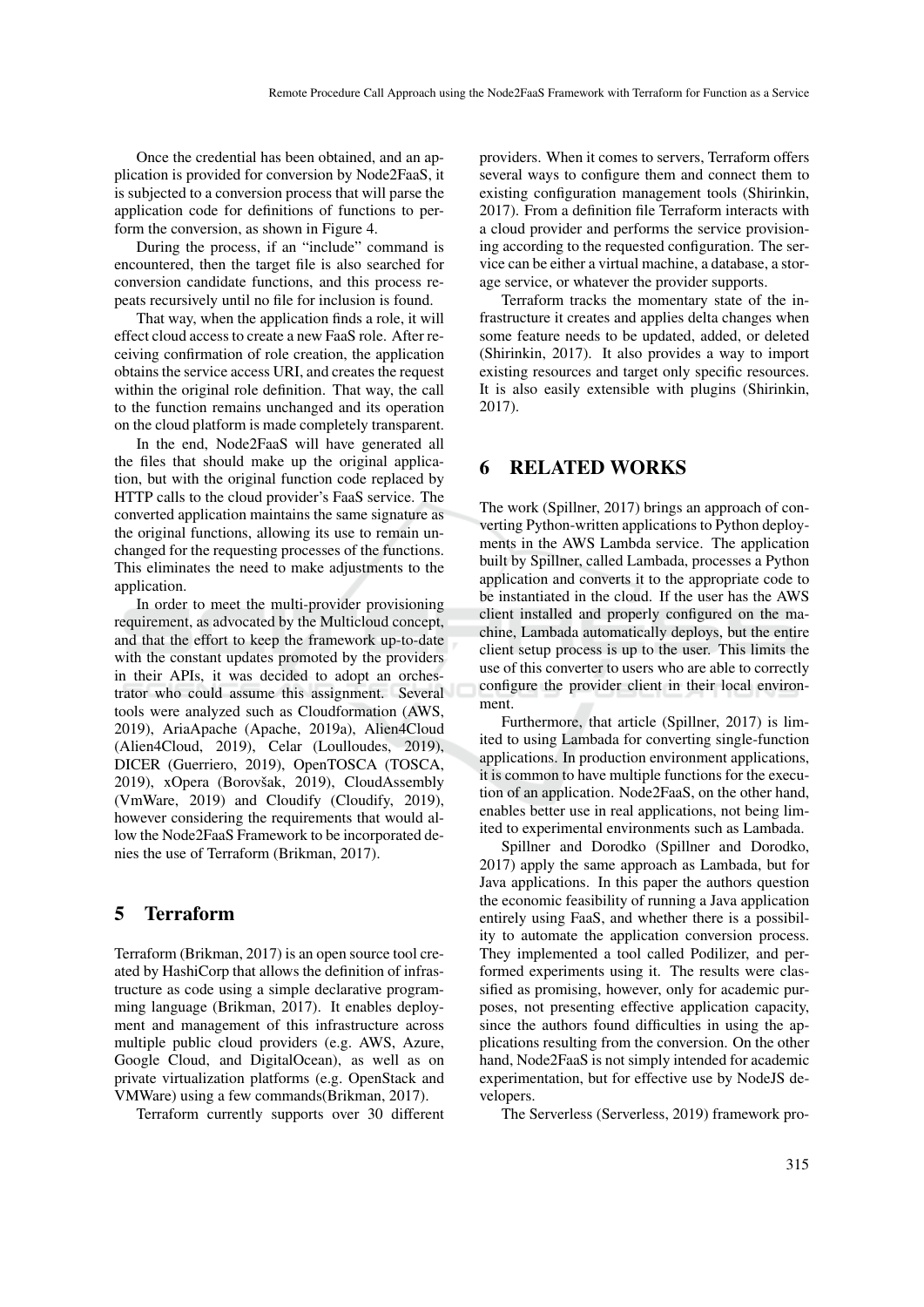Once the credential has been obtained, and an application is provided for conversion by Node2FaaS, it is subjected to a conversion process that will parse the application code for definitions of functions to perform the conversion, as shown in Figure 4.

During the process, if an "include" command is encountered, then the target file is also searched for conversion candidate functions, and this process repeats recursively until no file for inclusion is found.

That way, when the application finds a role, it will effect cloud access to create a new FaaS role. After receiving confirmation of role creation, the application obtains the service access URI, and creates the request within the original role definition. That way, the call to the function remains unchanged and its operation on the cloud platform is made completely transparent.

In the end, Node2FaaS will have generated all the files that should make up the original application, but with the original function code replaced by HTTP calls to the cloud provider's FaaS service. The converted application maintains the same signature as the original functions, allowing its use to remain unchanged for the requesting processes of the functions. This eliminates the need to make adjustments to the application.

In order to meet the multi-provider provisioning requirement, as advocated by the Multicloud concept, and that the effort to keep the framework up-to-date with the constant updates promoted by the providers in their APIs, it was decided to adopt an orchestrator who could assume this assignment. Several tools were analyzed such as Cloudformation (AWS, 2019), AriaApache (Apache, 2019a), Alien4Cloud (Alien4Cloud, 2019), Celar (Loulloudes, 2019), DICER (Guerriero, 2019), OpenTOSCA (TOSCA, 2019), xOpera (Borovšak, 2019), CloudAssembly (VmWare, 2019) and Cloudify (Cloudify, 2019), however considering the requirements that would allow the Node2FaaS Framework to be incorporated denies the use of Terraform (Brikman, 2017).

## 5 Terraform

Terraform (Brikman, 2017) is an open source tool created by HashiCorp that allows the definition of infrastructure as code using a simple declarative programming language (Brikman, 2017). It enables deployment and management of this infrastructure across multiple public cloud providers (e.g. AWS, Azure, Google Cloud, and DigitalOcean), as well as on private virtualization platforms (e.g. OpenStack and VMWare) using a few commands(Brikman, 2017).

Terraform currently supports over 30 different providers. When it comes to servers, Terraform offers several ways to configure them and connect them to existing configuration management tools (Shirinkin, 2017). From a definition file Terraform interacts with a cloud provider and performs the service provisioning according to the requested configuration. The service can be either a virtual machine, a database, a storage service, or whatever the provider supports.

Terraform tracks the momentary state of the infrastructure it creates and applies delta changes when some feature needs to be updated, added, or deleted (Shirinkin, 2017). It also provides a way to import existing resources and target only specific resources. It is also easily extensible with plugins (Shirinkin, 2017).

## 6 RELATED WORKS

The work (Spillner, 2017) brings an approach of converting Python-written applications to Python deployments in the AWS Lambda service. The application built by Spillner, called Lambada, processes a Python application and converts it to the appropriate code to be instantiated in the cloud. If the user has the AWS client installed and properly configured on the machine, Lambada automatically deploys, but the entire client setup process is up to the user. This limits the use of this converter to users who are able to correctly configure the provider client in their local environment.

Furthermore, that article (Spillner, 2017) is limited to using Lambada for converting single-function applications. In production environment applications, it is common to have multiple functions for the execution of an application. Node2FaaS, on the other hand, enables better use in real applications, not being limited to experimental environments such as Lambada.

Spillner and Dorodko (Spillner and Dorodko, 2017) apply the same approach as Lambada, but for Java applications. In this paper the authors question the economic feasibility of running a Java application entirely using FaaS, and whether there is a possibility to automate the application conversion process. They implemented a tool called Podilizer, and performed experiments using it. The results were classified as promising, however, only for academic purposes, not presenting effective application capacity, since the authors found difficulties in using the applications resulting from the conversion. On the other hand, Node2FaaS is not simply intended for academic experimentation, but for effective use by NodeJS developers.

The Serverless (Serverless, 2019) framework pro-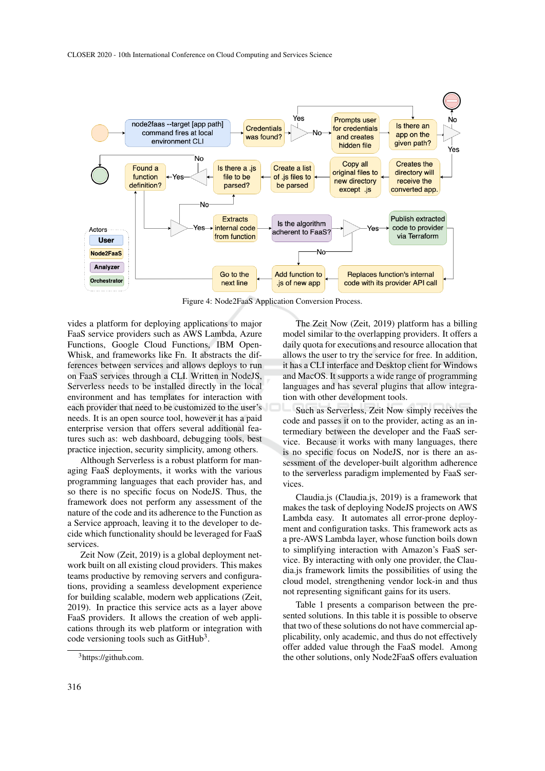Figure 4: Node2FaaS Application Conversion Process.

vides a platform for deploying applications to major FaaS service providers such as AWS Lambda, Azure Functions, Google Cloud Functions, IBM OpenWhisk, and frameworks like Fn. It abstracts the differences between services and allows deploys to run on FaaS services through a CLI. Written in NodeJS, Serverless needs to be installed directly in the local environment and has templates for interaction with each provider that need to be customized to the user's needs. It is an open source tool, however it has a paid enterprise version that offers several additional features such as: web dashboard, debugging tools, best practice injection, security simplicity, among others.

Although Serverless is a robust platform for managing FaaS deployments, it works with the various programming languages that each provider has, and so there is no specific focus on NodeJS. Thus, the framework does not perform any assessment of the nature of the code and its adherence to the Function as a Service approach, leaving it to the developer to decide which functionality should be leveraged for FaaS services.

Zeit Now (Zeit, 2019) is a global deployment network built on all existing cloud providers. This makes teams productive by removing servers and configurations, providing a seamless development experience for building scalable, modern web applications (Zeit, 2019). In practice this service acts as a layer above FaaS providers. It allows the creation of web applications through its web platform or integration with code versioning tools such as GitHub[3].

[3]https://github.com.

The Zeit Now (Zeit, 2019) platform has a billing model similar to the overlapping providers. It offers a daily quota for executions and resource allocation that allows the user to try the service for free. In addition, it has a CLI interface and Desktop client for Windows and MacOS. It supports a wide range of programming languages and has several plugins that allow integration with other development tools.

Such as Serverless, Zeit Now simply receives the code and passes it on to the provider, acting as an intermediary between the developer and the FaaS service. Because it works with many languages, there is no specific focus on NodeJS, nor is there an assessment of the developer-built algorithm adherence to the serverless paradigm implemented by FaaS services.

Claudia.js (Claudia.js, 2019) is a framework that makes the task of deploying NodeJS projects on AWS Lambda easy. It automates all error-prone deployment and configuration tasks. This framework acts as a pre-AWS Lambda layer, whose function boils down to simplifying interaction with Amazon's FaaS service. By interacting with only one provider, the Claudia.js framework limits the possibilities of using the cloud model, strengthening vendor lock-in and thus not representing significant gains for its users.

Table 1 presents a comparison between the presented solutions. In this table it is possible to observe that two of these solutions do not have commercial applicability, only academic, and thus do not effectively offer added value through the FaaS model. Among the other solutions, only Node2FaaS offers evaluation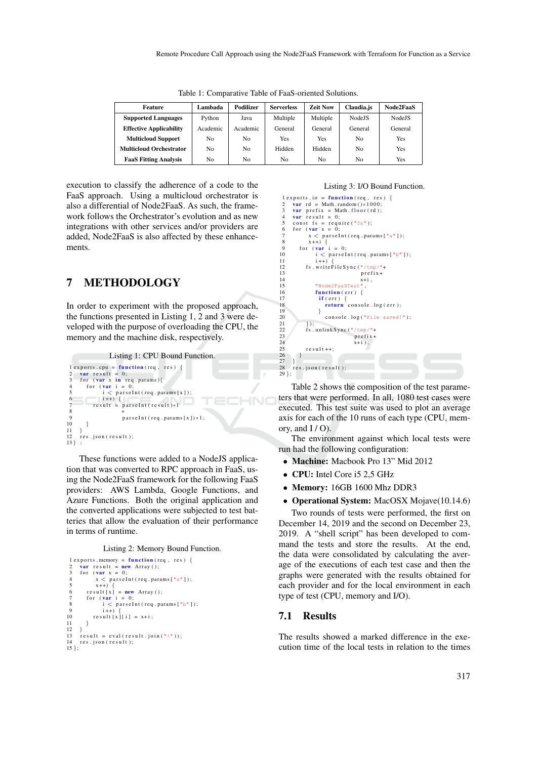Table 1: Comparative Table of FaaS-oriented Solutions.

| Feature | Lambada | Podilizer | Serverless | Zeit Now | Claudia.js | Node2FaaS |
|---|---|---|---|---|---|---|
| **Supported Languages** | Python | Java | Multiple | Multiple | NodeJS | NodeJS |
| **Effective Applicability** | Academic | Academic | General | General | General | General |
| **Multicloud Support** | No | No | Yes | Yes | No | Yes |
| **Multicloud Orchestrator** | No | No | Hidden | Hidden | No | Yes |
| **FaaS Fitting Analysis** | No | No | No | No | No | Yes |

execution to classify the adherence of a code to the FaaS approach. Using a multicloud orchestrator is also a differential of Node2FaaS. As such, the framework follows the Orchestrator's evolution and as new integrations with other services and/or providers are added, Node2FaaS is also affected by these enhancements.

# 7 METHODOLOGY

In order to experiment with the proposed approach, the functions presented in Listing 1, 2 and 3 were developed with the purpose of overloading the CPU, the memory and the machine disk, respectively.

Listing 1: CPU Bound Function.

```
1 exports.cpu = function(req, res) {
2   var result = 0;
3   for (var x in req.params){
4     for (var i = 0;
5          i < parseInt(req.params[x]);
6          i++) {
7       result = parseInt(result)*1
8                +
9                parseInt(req.params[x])*1;
10    }
11  }
12  res.json(result);
13} ;
```

These functions were added to a NodeJS application that was converted to RPC approach in FaaS, using the Node2FaaS framework for the following FaaS providers: AWS Lambda, Google Functions, and Azure Functions. Both the original application and the converted applications were subjected to test batteries that allow the evaluation of their performance in terms of runtime.

Listing 2: Memory Bound Function.

```
1 exports.memory = function(req, res) {
2   var result = new Array();
3   for (var x = 0;
4        x < parseInt(req.params["a"]);
5        x++) {
6     result[x] = new Array();
7     for (var i = 0;
8          i < parseInt(req.params["b"]);
9          i++) {
10      result[x][i] = x+i;
11    }
12  }
13  result = eval(result.join("+"));
14  res.json(result);
15};
```

Listing 3: I/O Bound Function.

```
1 exports.io = function(req, res) {
2   var rd = Math.random()*1000;
3   var prefix = Math.floor(rd);
4   var result = 0;
5   const fs = require("fs");
6   for (var x = 0;
7        x < parseInt(req.params["a"]);
8        x++) {
9     for (var i = 0;
10         i < parseInt(req.params["b"]);
11         i++) {
12      fs.writeFileSync("/tmp/"+
13                       prefix+
14                       x+i,
15         "Node2FaaSTest",
16         function(err) {
17           if(err) {
18             return console.log(err);
19           }
20             console.log("File saved!");
21      });
22      fs.unlinkSync("/tmp/"+
23                    prefix+
24                    x+i);
25      result++;
26    }
27  }
28  res.json(result);
29};
```

Table 2 shows the composition of the test parameters that were performed. In all, 1080 test cases were executed. This test suite was used to plot an average axis for each of the 10 runs of each type (CPU, memory, and I / O).

The environment against which local tests were run had the following configuration:

- **Machine:** Macbook Pro 13" Mid 2012
- **CPU:** Intel Core i5 2,5 GHz
- **Memory:** 16GB 1600 Mhz DDR3
- **Operational System:** MacOSX Mojave(10.14.6)

Two rounds of tests were performed, the first on December 14, 2019 and the second on December 23, 2019. A "shell script" has been developed to command the tests and store the results. At the end, the data were consolidated by calculating the average of the executions of each test case and then the graphs were generated with the results obtained for each provider and for the local environment in each type of test (CPU, memory and I/O).

## 7.1 Results

The results showed a marked difference in the execution time of the local tests in relation to the times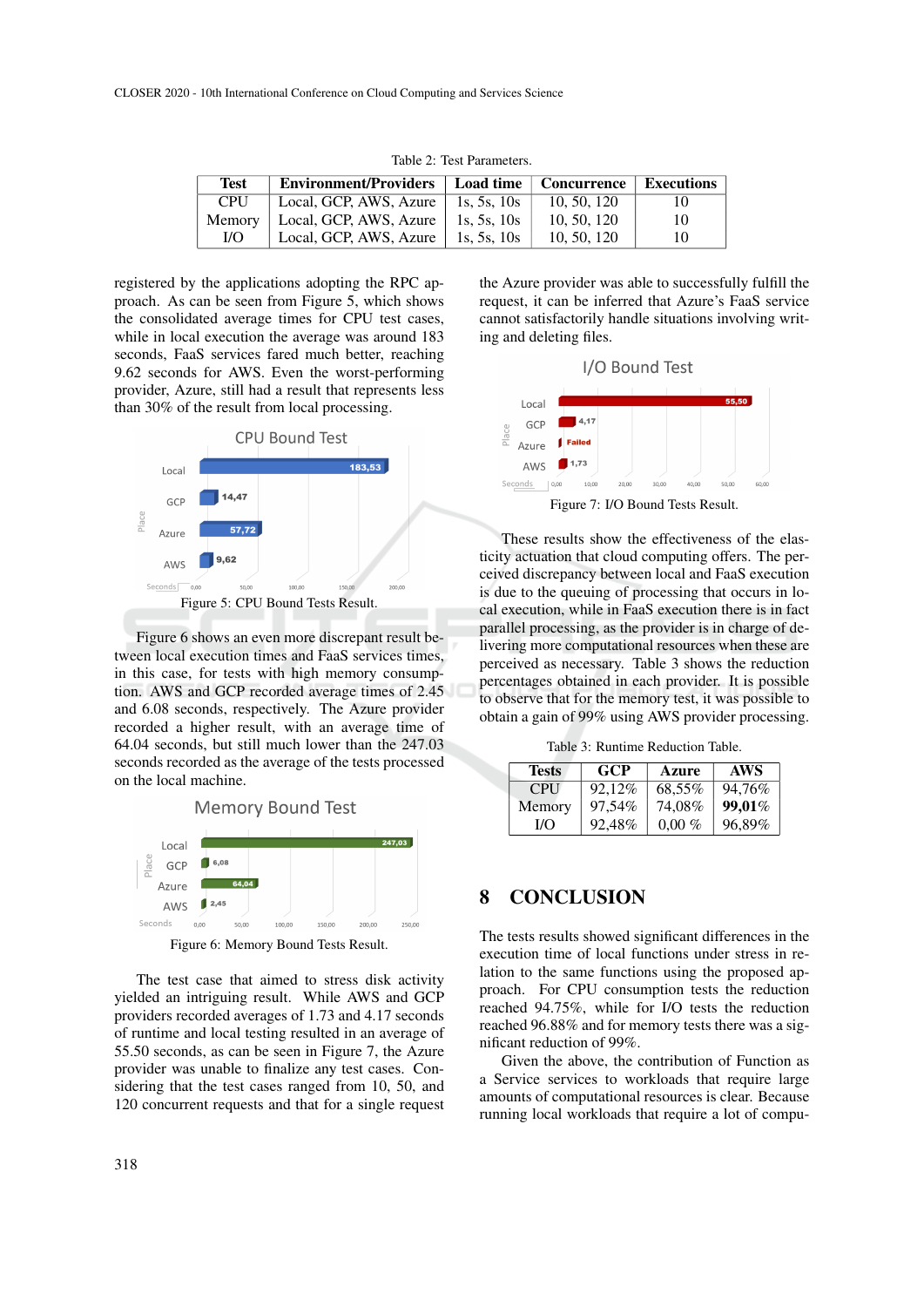Table 2: Test Parameters.

| Test | Environment/Providers | Load time | Concurrence | Executions |
|---|---|---|---|---|
| CPU | Local, GCP, AWS, Azure | 1s, 5s, 10s | 10, 50, 120 | 10 |
| Memory | Local, GCP, AWS, Azure | 1s, 5s, 10s | 10, 50, 120 | 10 |
| I/O | Local, GCP, AWS, Azure | 1s, 5s, 10s | 10, 50, 120 | 10 |

registered by the applications adopting the RPC approach. As can be seen from Figure 5, which shows the consolidated average times for CPU test cases, while in local execution the average was around 183 seconds, FaaS services fared much better, reaching 9.62 seconds for AWS. Even the worst-performing provider, Azure, still had a result that represents less than 30% of the result from local processing.

Figure 5: CPU Bound Tests Result.

Figure 6 shows an even more discrepant result between local execution times and FaaS services times, in this case, for tests with high memory consumption. AWS and GCP recorded average times of 2.45 and 6.08 seconds, respectively. The Azure provider recorded a higher result, with an average time of 64.04 seconds, but still much lower than the 247.03 seconds recorded as the average of the tests processed on the local machine.

Figure 6: Memory Bound Tests Result.

The test case that aimed to stress disk activity yielded an intriguing result. While AWS and GCP providers recorded averages of 1.73 and 4.17 seconds of runtime and local testing resulted in an average of 55.50 seconds, as can be seen in Figure 7, the Azure provider was unable to finalize any test cases. Considering that the test cases ranged from 10, 50, and 120 concurrent requests and that for a single request the Azure provider was able to successfully fulfill the request, it can be inferred that Azure's FaaS service cannot satisfactorily handle situations involving writing and deleting files.

Figure 7: I/O Bound Tests Result.

These results show the effectiveness of the elasticity actuation that cloud computing offers. The perceived discrepancy between local and FaaS execution is due to the queuing of processing that occurs in local execution, while in FaaS execution there is in fact parallel processing, as the provider is in charge of delivering more computational resources when these are perceived as necessary. Table 3 shows the reduction percentages obtained in each provider. It is possible to observe that for the memory test, it was possible to obtain a gain of 99% using AWS provider processing.

Table 3: Runtime Reduction Table.

| Tests | GCP | Azure | AWS |
|---|---|---|---|
| CPU | 92,12% | 68,55% | 94,76% |
| Memory | 97,54% | 74,08% | **99,01%** |
| I/O | 92,48% | 0,00 % | 96,89% |

## 8 CONCLUSION

The tests results showed significant differences in the execution time of local functions under stress in relation to the same functions using the proposed approach. For CPU consumption tests the reduction reached 94.75%, while for I/O tests the reduction reached 96.88% and for memory tests there was a significant reduction of 99%.

Given the above, the contribution of Function as a Service services to workloads that require large amounts of computational resources is clear. Because running local workloads that require a lot of compu-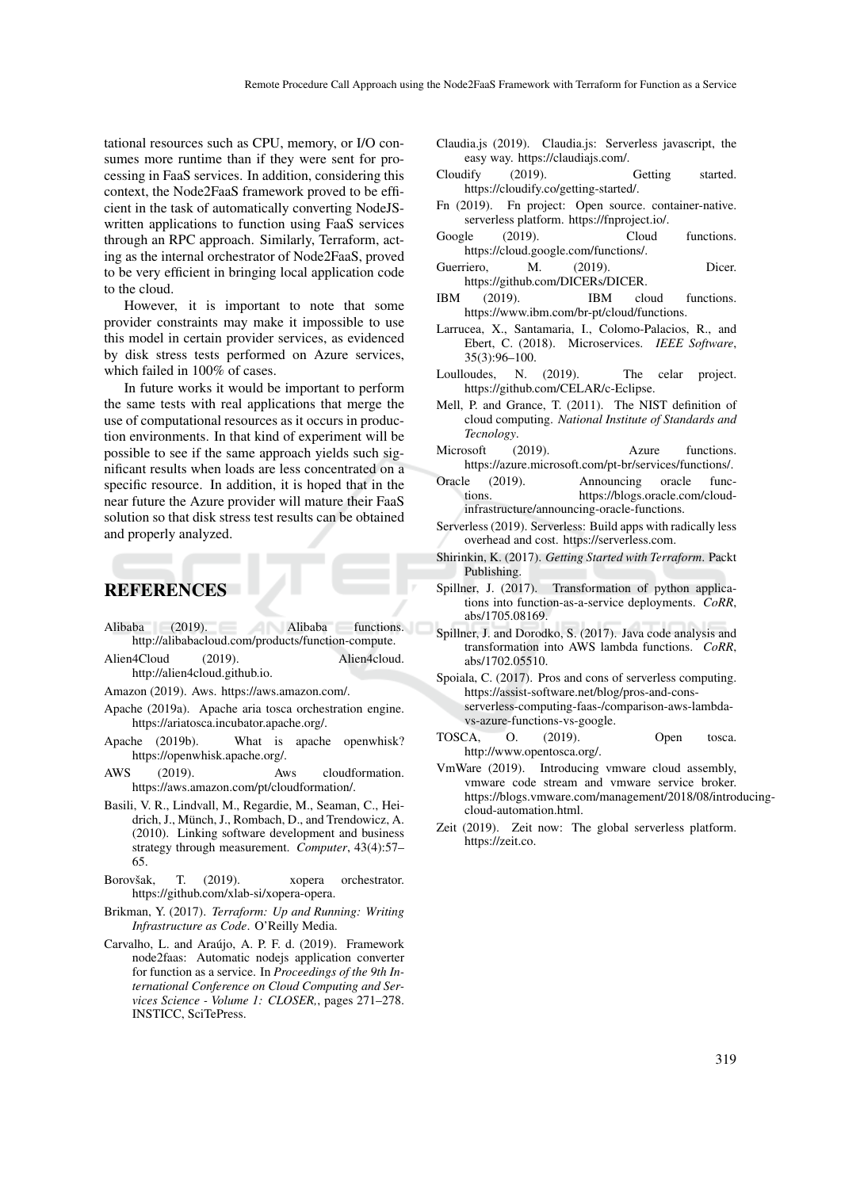tational resources such as CPU, memory, or I/O consumes more runtime than if they were sent for processing in FaaS services. In addition, considering this context, the Node2FaaS framework proved to be efficient in the task of automatically converting NodeJS-written applications to function using FaaS services through an RPC approach. Similarly, Terraform, acting as the internal orchestrator of Node2FaaS, proved to be very efficient in bringing local application code to the cloud.

However, it is important to note that some provider constraints may make it impossible to use this model in certain provider services, as evidenced by disk stress tests performed on Azure services, which failed in 100% of cases.

In future works it would be important to perform the same tests with real applications that merge the use of computational resources as it occurs in production environments. In that kind of experiment will be possible to see if the same approach yields such significant results when loads are less concentrated on a specific resource. In addition, it is hoped that in the near future the Azure provider will mature their FaaS solution so that disk stress test results can be obtained and properly analyzed.

## REFERENCES

Alibaba (2019). Alibaba functions. http://alibabacloud.com/products/function-compute.

Alien4Cloud (2019). Alien4cloud. http://alien4cloud.github.io.

Amazon (2019). Aws. https://aws.amazon.com/.

Apache (2019a). Apache aria tosca orchestration engine. https://ariatosca.incubator.apache.org/.

Apache (2019b). What is apache openwhisk? https://openwhisk.apache.org/.

AWS (2019). Aws cloudformation. https://aws.amazon.com/pt/cloudformation/.

Basili, V. R., Lindvall, M., Regardie, M., Seaman, C., Heidrich, J., Münch, J., Rombach, D., and Trendowicz, A. (2010). Linking software development and business strategy through measurement. *Computer*, 43(4):57–65.

Borovšak, T. (2019). xopera orchestrator. https://github.com/xlab-si/xopera-opera.

Brikman, Y. (2017). *Terraform: Up and Running: Writing Infrastructure as Code*. O'Reilly Media.

Carvalho, L. and Araújo, A. P. F. d. (2019). Framework node2faas: Automatic nodejs application converter for function as a service. In *Proceedings of the 9th International Conference on Cloud Computing and Services Science - Volume 1: CLOSER,*, pages 271–278. INSTICC, SciTePress.

Claudia.js (2019). Claudia.js: Serverless javascript, the easy way. https://claudiajs.com/.

Cloudify (2019). Getting started. https://cloudify.co/getting-started/.

Fn (2019). Fn project: Open source. container-native. serverless platform. https://fnproject.io/.

Google (2019). Cloud functions. https://cloud.google.com/functions/.

Guerriero, M. (2019). Dicer. https://github.com/DICERs/DICER.

IBM (2019). IBM cloud functions. https://www.ibm.com/br-pt/cloud/functions.

Larrucea, X., Santamaria, I., Colomo-Palacios, R., and Ebert, C. (2018). Microservices. *IEEE Software*, 35(3):96–100.

Loulloudes, N. (2019). The celar project. https://github.com/CELAR/c-Eclipse.

Mell, P. and Grance, T. (2011). The NIST definition of cloud computing. *National Institute of Standards and Tecnology*.

Microsoft (2019). Azure functions. https://azure.microsoft.com/pt-br/services/functions/.

Oracle (2019). Announcing oracle functions. https://blogs.oracle.com/cloud-infrastructure/announcing-oracle-functions.

Serverless (2019). Serverless: Build apps with radically less overhead and cost. https://serverless.com.

Shirinkin, K. (2017). *Getting Started with Terraform*. Packt Publishing.

Spillner, J. (2017). Transformation of python applications into function-as-a-service deployments. *CoRR*, abs/1705.08169.

Spillner, J. and Dorodko, S. (2017). Java code analysis and transformation into AWS lambda functions. *CoRR*, abs/1702.05510.

Spoiala, C. (2017). Pros and cons of serverless computing. https://assist-software.net/blog/pros-and-cons-serverless-computing-faas-/comparison-aws-lambda-vs-azure-functions-vs-google.

TOSCA, O. (2019). Open tosca. http://www.opentosca.org/.

VmWare (2019). Introducing vmware cloud assembly, vmware code stream and vmware service broker. https://blogs.vmware.com/management/2018/08/introducing-cloud-automation.html.

Zeit (2019). Zeit now: The global serverless platform. https://zeit.co.